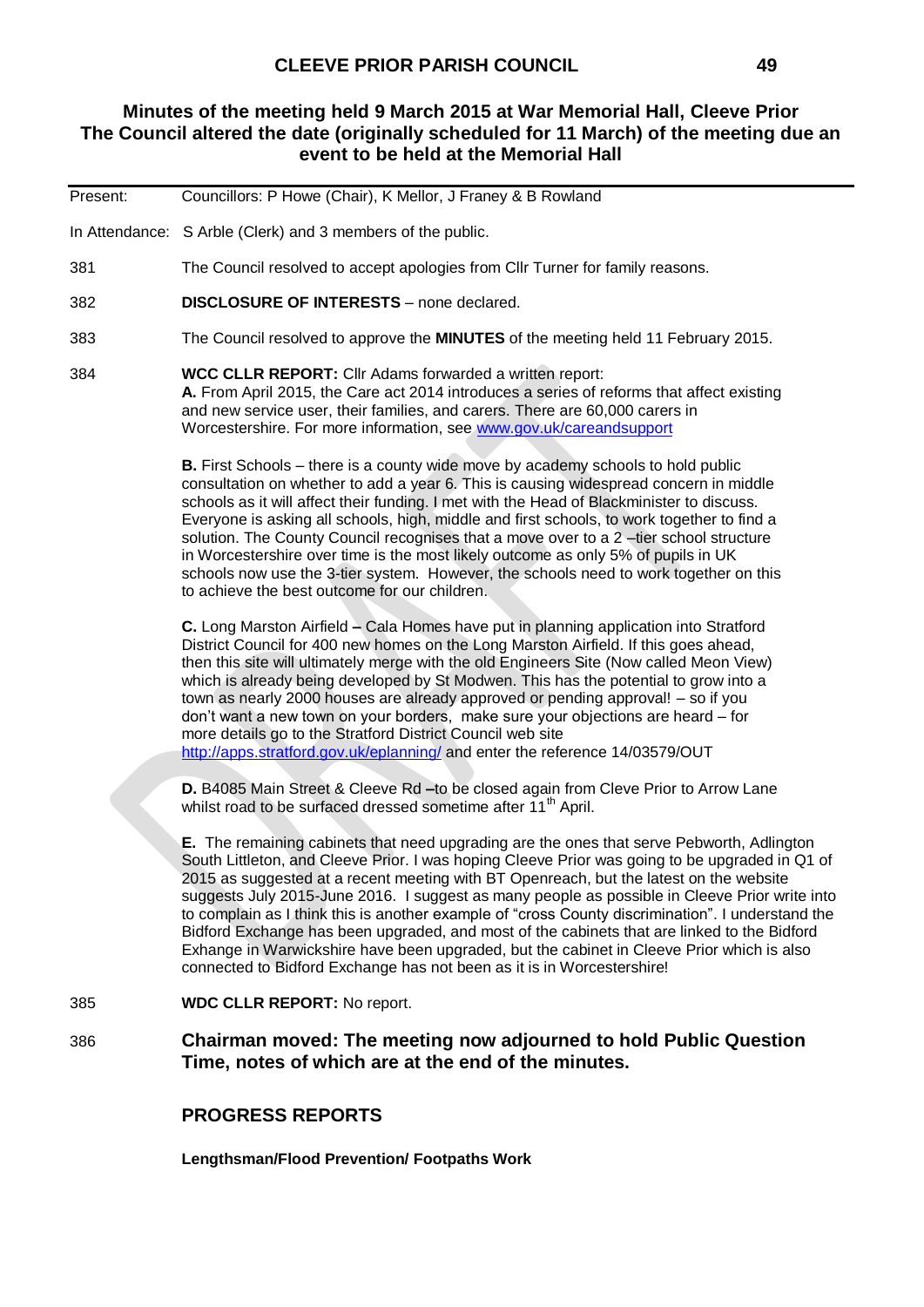# CLEEVE PRIOR PARISH COUNCIL

## Minutes of the meeting held 9 March 2015 at War Memorial Hall, Cleeve Prior
## The Council altered the date (originally scheduled for 11 March) of the meeting due an event to be held at the Memorial Hall

Present: Councillors: P Howe (Chair), K Mellor, J Franey & B Rowland

In Attendance: S Arble (Clerk) and 3 members of the public.

381 The Council resolved to accept apologies from Cllr Turner for family reasons.

382 **DISCLOSURE OF INTERESTS** – none declared.

383 The Council resolved to approve the **MINUTES** of the meeting held 11 February 2015.

384 **WCC CLLR REPORT:** Cllr Adams forwarded a written report:

**A.** From April 2015, the Care act 2014 introduces a series of reforms that affect existing and new service user, their families, and carers. There are 60,000 carers in Worcestershire. For more information, see www.gov.uk/careandsupport

**B.** First Schools – there is a county wide move by academy schools to hold public consultation on whether to add a year 6. This is causing widespread concern in middle schools as it will affect their funding. I met with the Head of Blackminister to discuss. Everyone is asking all schools, high, middle and first schools, to work together to find a solution. The County Council recognises that a move over to a 2 –tier school structure in Worcestershire over time is the most likely outcome as only 5% of pupils in UK schools now use the 3-tier system. However, the schools need to work together on this to achieve the best outcome for our children.

**C.** Long Marston Airfield **–** Cala Homes have put in planning application into Stratford District Council for 400 new homes on the Long Marston Airfield. If this goes ahead, then this site will ultimately merge with the old Engineers Site (Now called Meon View) which is already being developed by St Modwen. This has the potential to grow into a town as nearly 2000 houses are already approved or pending approval! – so if you don't want a new town on your borders, make sure your objections are heard – for more details go to the Stratford District Council web site http://apps.stratford.gov.uk/eplanning/ and enter the reference 14/03579/OUT

**D.** B4085 Main Street & Cleeve Rd **–**to be closed again from Cleve Prior to Arrow Lane whilst road to be surfaced dressed sometime after 11th April.

**E.** The remaining cabinets that need upgrading are the ones that serve Pebworth, Adlington South Littleton, and Cleeve Prior. I was hoping Cleeve Prior was going to be upgraded in Q1 of 2015 as suggested at a recent meeting with BT Openreach, but the latest on the website suggests July 2015-June 2016. I suggest as many people as possible in Cleeve Prior write into to complain as I think this is another example of "cross County discrimination". I understand the Bidford Exchange has been upgraded, and most of the cabinets that are linked to the Bidford Exhange in Warwickshire have been upgraded, but the cabinet in Cleeve Prior which is also connected to Bidford Exchange has not been as it is in Worcestershire!

385 **WDC CLLR REPORT:** No report.

386 **Chairman moved: The meeting now adjourned to hold Public Question Time, notes of which are at the end of the minutes.**

### PROGRESS REPORTS

**Lengthsman/Flood Prevention/ Footpaths Work**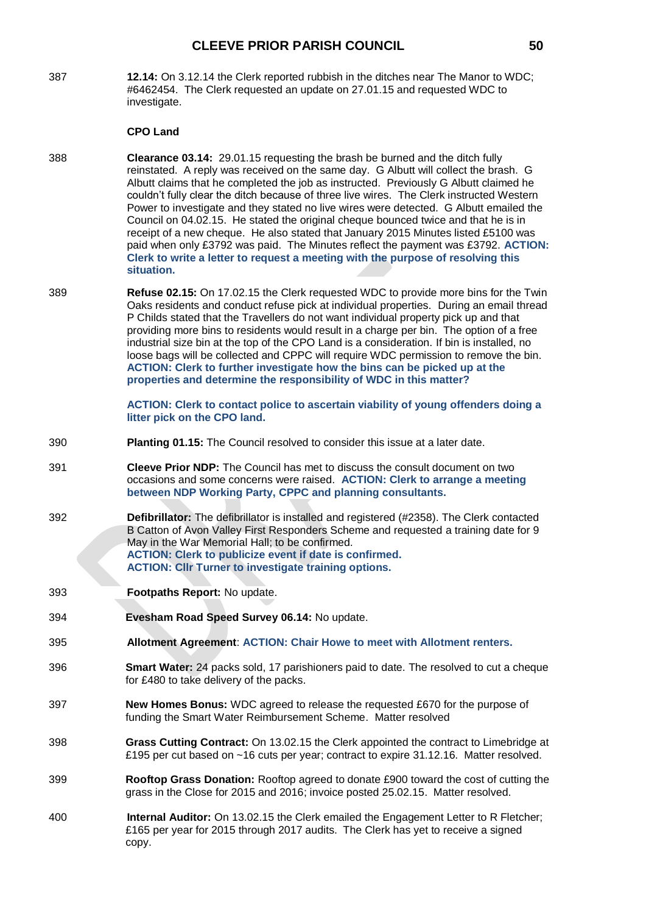387 **12.14:** On 3.12.14 the Clerk reported rubbish in the ditches near The Manor to WDC; #6462454. The Clerk requested an update on 27.01.15 and requested WDC to investigate.

**CPO Land**

388 **Clearance 03.14:** 29.01.15 requesting the brash be burned and the ditch fully reinstated. A reply was received on the same day. G Albutt will collect the brash. G Albutt claims that he completed the job as instructed. Previously G Albutt claimed he couldn't fully clear the ditch because of three live wires. The Clerk instructed Western Power to investigate and they stated no live wires were detected. G Albutt emailed the Council on 04.02.15. He stated the original cheque bounced twice and that he is in receipt of a new cheque. He also stated that January 2015 Minutes listed £5100 was paid when only £3792 was paid. The Minutes reflect the payment was £3792. **ACTION: Clerk to write a letter to request a meeting with the purpose of resolving this situation.**

389 **Refuse 02.15:** On 17.02.15 the Clerk requested WDC to provide more bins for the Twin Oaks residents and conduct refuse pick at individual properties. During an email thread P Childs stated that the Travellers do not want individual property pick up and that providing more bins to residents would result in a charge per bin. The option of a free industrial size bin at the top of the CPO Land is a consideration. If bin is installed, no loose bags will be collected and CPPC will require WDC permission to remove the bin. **ACTION: Clerk to further investigate how the bins can be picked up at the properties and determine the responsibility of WDC in this matter?**

**ACTION: Clerk to contact police to ascertain viability of young offenders doing a litter pick on the CPO land.**

390 **Planting 01.15:** The Council resolved to consider this issue at a later date.

391 **Cleeve Prior NDP:** The Council has met to discuss the consult document on two occasions and some concerns were raised. **ACTION: Clerk to arrange a meeting between NDP Working Party, CPPC and planning consultants.**

392 **Defibrillator:** The defibrillator is installed and registered (#2358). The Clerk contacted B Catton of Avon Valley First Responders Scheme and requested a training date for 9 May in the War Memorial Hall; to be confirmed.
**ACTION: Clerk to publicize event if date is confirmed.**
**ACTION: Cllr Turner to investigate training options.**

393 **Footpaths Report:** No update.

394 **Evesham Road Speed Survey 06.14:** No update.

395 **Allotment Agreement**: **ACTION: Chair Howe to meet with Allotment renters.**

396 **Smart Water:** 24 packs sold, 17 parishioners paid to date. The resolved to cut a cheque for £480 to take delivery of the packs.

397 **New Homes Bonus:** WDC agreed to release the requested £670 for the purpose of funding the Smart Water Reimbursement Scheme. Matter resolved

398 **Grass Cutting Contract:** On 13.02.15 the Clerk appointed the contract to Limebridge at £195 per cut based on ~16 cuts per year; contract to expire 31.12.16. Matter resolved.

399 **Rooftop Grass Donation:** Rooftop agreed to donate £900 toward the cost of cutting the grass in the Close for 2015 and 2016; invoice posted 25.02.15. Matter resolved.

400 **Internal Auditor:** On 13.02.15 the Clerk emailed the Engagement Letter to R Fletcher; £165 per year for 2015 through 2017 audits. The Clerk has yet to receive a signed copy.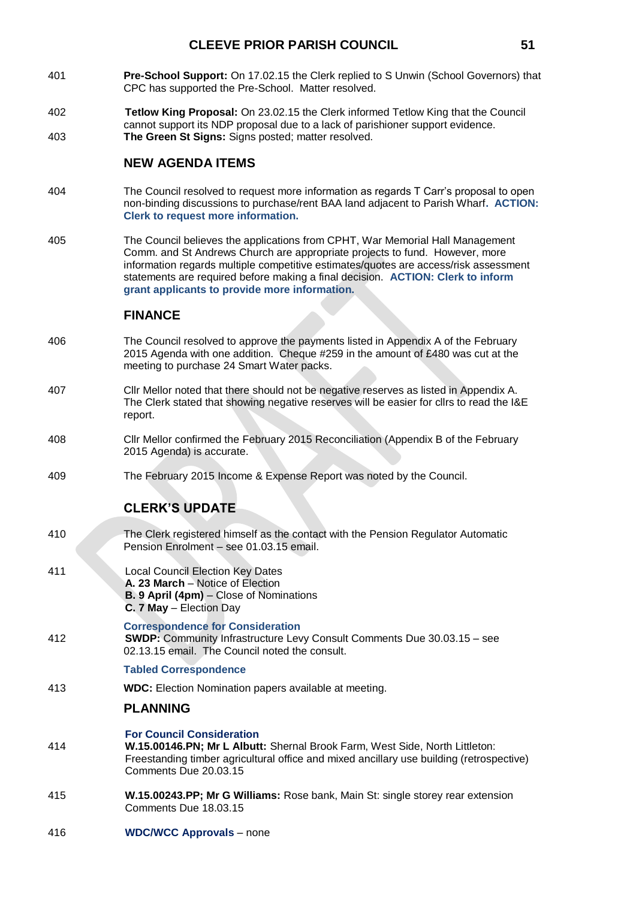401 **Pre-School Support:** On 17.02.15 the Clerk replied to S Unwin (School Governors) that CPC has supported the Pre-School. Matter resolved.

402 **Tetlow King Proposal:** On 23.02.15 the Clerk informed Tetlow King that the Council cannot support its NDP proposal due to a lack of parishioner support evidence.

403 **The Green St Signs:** Signs posted; matter resolved.

## NEW AGENDA ITEMS

404 The Council resolved to request more information as regards T Carr's proposal to open non-binding discussions to purchase/rent BAA land adjacent to Parish Wharf. **ACTION: Clerk to request more information.**

405 The Council believes the applications from CPHT, War Memorial Hall Management Comm. and St Andrews Church are appropriate projects to fund. However, more information regards multiple competitive estimates/quotes are access/risk assessment statements are required before making a final decision. **ACTION: Clerk to inform grant applicants to provide more information.**

## FINANCE

406 The Council resolved to approve the payments listed in Appendix A of the February 2015 Agenda with one addition. Cheque #259 in the amount of £480 was cut at the meeting to purchase 24 Smart Water packs.

407 Cllr Mellor noted that there should not be negative reserves as listed in Appendix A. The Clerk stated that showing negative reserves will be easier for cllrs to read the I&E report.

408 Cllr Mellor confirmed the February 2015 Reconciliation (Appendix B of the February 2015 Agenda) is accurate.

409 The February 2015 Income & Expense Report was noted by the Council.

## CLERK'S UPDATE

410 The Clerk registered himself as the contact with the Pension Regulator Automatic Pension Enrolment – see 01.03.15 email.

411 Local Council Election Key Dates
**A. 23 March** – Notice of Election
**B. 9 April (4pm)** – Close of Nominations
**C. 7 May** – Election Day

**Correspondence for Consideration**

412 **SWDP:** Community Infrastructure Levy Consult Comments Due 30.03.15 – see 02.13.15 email. The Council noted the consult.

**Tabled Correspondence**

413 **WDC:** Election Nomination papers available at meeting.

## PLANNING

**For Council Consideration**

414 **W.15.00146.PN; Mr L Albutt:** Shernal Brook Farm, West Side, North Littleton: Freestanding timber agricultural office and mixed ancillary use building (retrospective) Comments Due 20.03.15

415 **W.15.00243.PP; Mr G Williams:** Rose bank, Main St: single storey rear extension Comments Due 18.03.15

416 **WDC/WCC Approvals** – none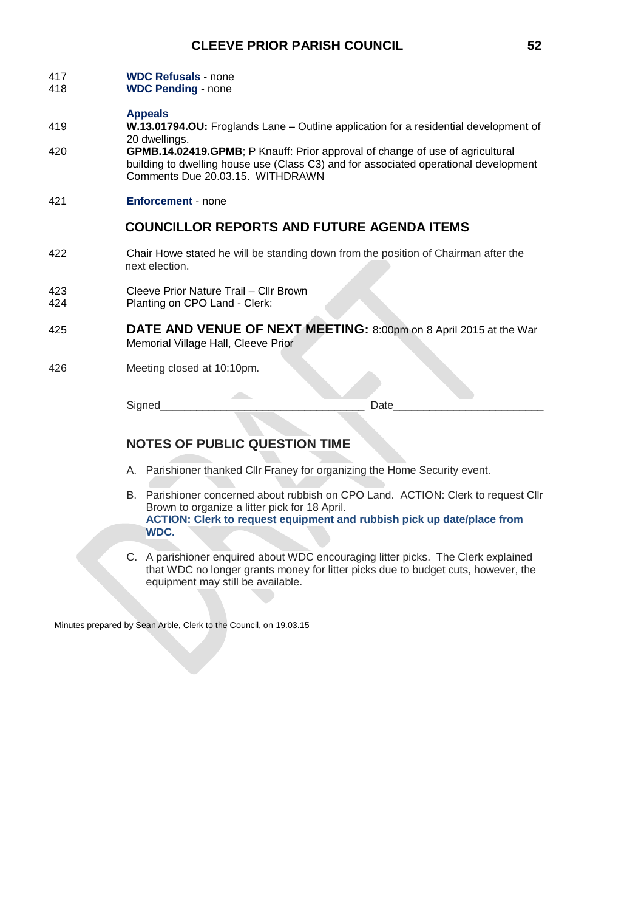417 **WDC Refusals** - none

418 **WDC Pending** - none

**Appeals**

419 **W.13.01794.OU:** Froglands Lane – Outline application for a residential development of 20 dwellings.

420 **GPMB.14.02419.GPMB**; P Knauff: Prior approval of change of use of agricultural building to dwelling house use (Class C3) and for associated operational development Comments Due 20.03.15. WITHDRAWN

421 **Enforcement** - none

## COUNCILLOR REPORTS AND FUTURE AGENDA ITEMS

422 Chair Howe stated he will be standing down from the position of Chairman after the next election.

423 Cleeve Prior Nature Trail – Cllr Brown

424 Planting on CPO Land - Clerk:

425 **DATE AND VENUE OF NEXT MEETING:** 8:00pm on 8 April 2015 at the War Memorial Village Hall, Cleeve Prior

426 Meeting closed at 10:10pm.

Signed_________________________________ Date________________________

## NOTES OF PUBLIC QUESTION TIME

A. Parishioner thanked Cllr Franey for organizing the Home Security event.

B. Parishioner concerned about rubbish on CPO Land. ACTION: Clerk to request Cllr Brown to organize a litter pick for 18 April.
**ACTION: Clerk to request equipment and rubbish pick up date/place from WDC.**

C. A parishioner enquired about WDC encouraging litter picks. The Clerk explained that WDC no longer grants money for litter picks due to budget cuts, however, the equipment may still be available.

Minutes prepared by Sean Arble, Clerk to the Council, on 19.03.15